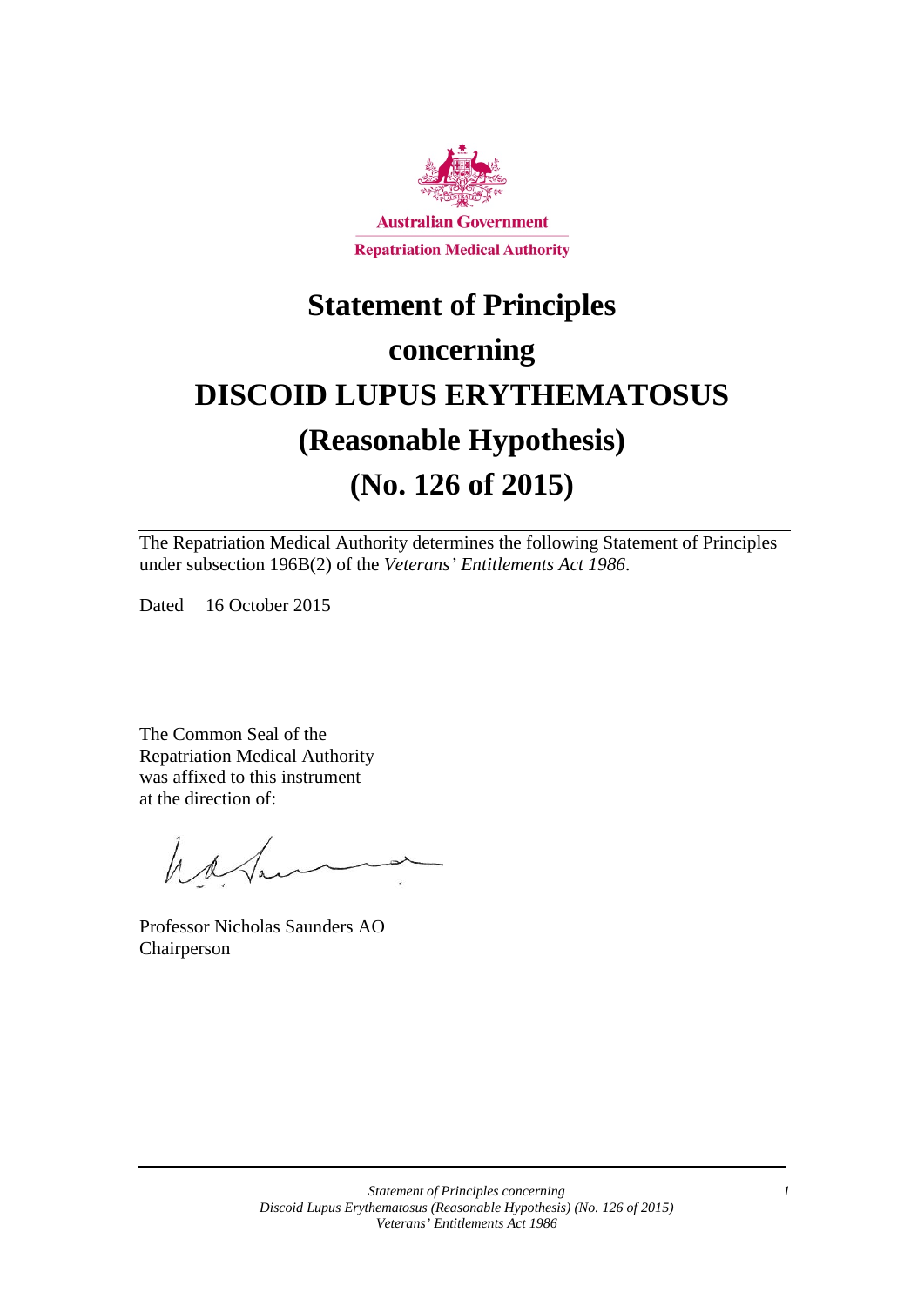Australian Government

Repatriation Medical Authority

# Statement of Principles concerning DISCOID LUPUS ERYTHEMATOSUS (Reasonable Hypothesis) (No. 126 of 2015)

The Repatriation Medical Authority determines the following Statement of Principles under subsection 196B(2) of the *Veterans' Entitlements Act 1986*.

Dated 16 October 2015

The Common Seal of the Repatriation Medical Authority was affixed to this instrument at the direction of:

Professor Nicholas Saunders AO
Chairperson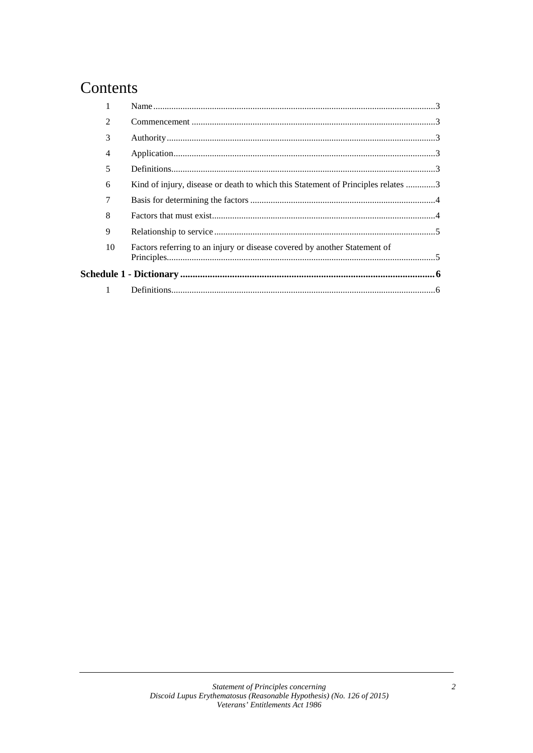# Contents

| | | |
|---|---|---|
| 1 | Name | 3 |
| 2 | Commencement | 3 |
| 3 | Authority | 3 |
| 4 | Application | 3 |
| 5 | Definitions | 3 |
| 6 | Kind of injury, disease or death to which this Statement of Principles relates | 3 |
| 7 | Basis for determining the factors | 4 |
| 8 | Factors that must exist | 4 |
| 9 | Relationship to service | 5 |
| 10 | Factors referring to an injury or disease covered by another Statement of Principles | 5 |
| **Schedule 1 - Dictionary** | | **6** |
| 1 | Definitions | 6 |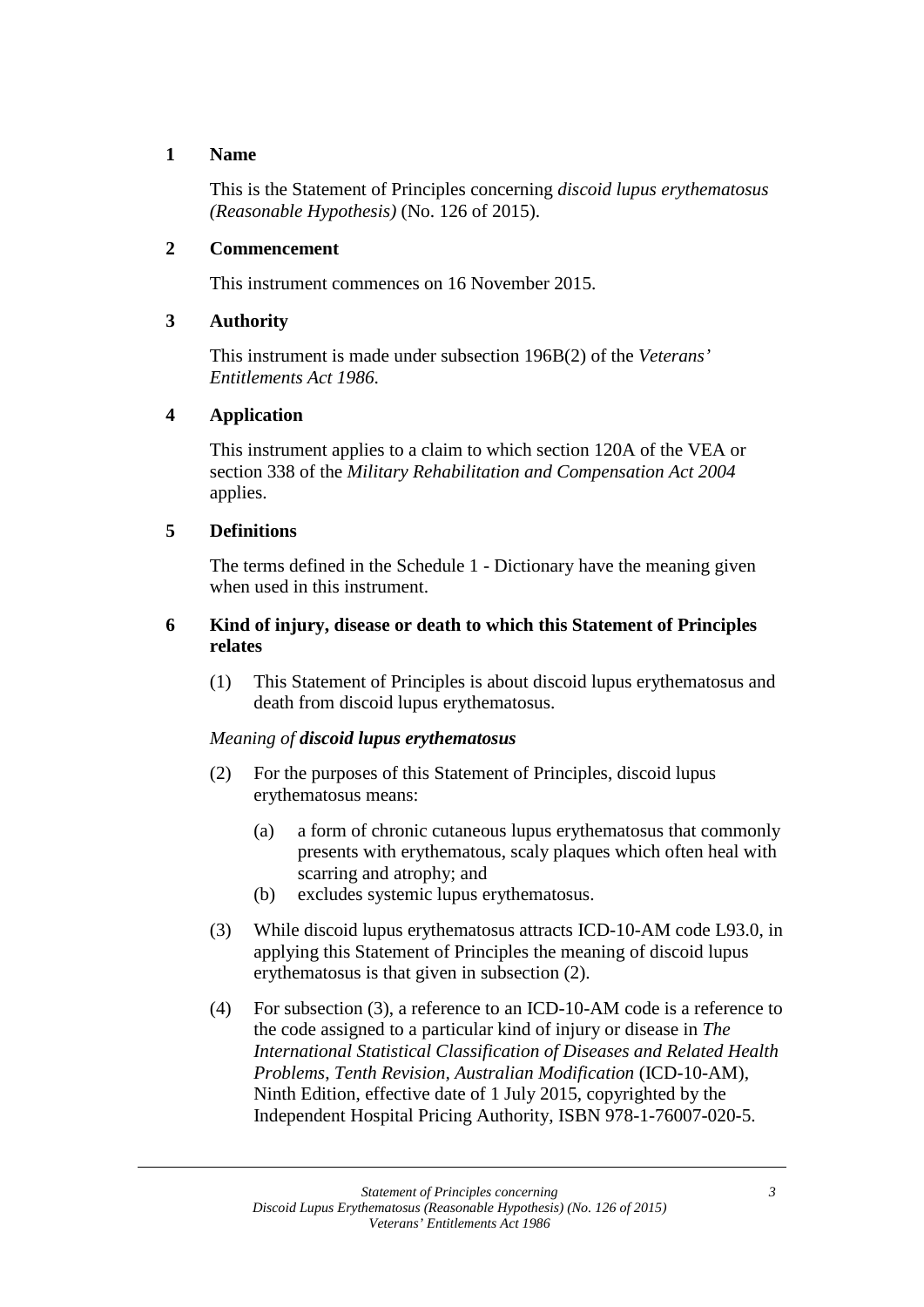## 1 Name

This is the Statement of Principles concerning *discoid lupus erythematosus (Reasonable Hypothesis)* (No. 126 of 2015).

## 2 Commencement

This instrument commences on 16 November 2015.

## 3 Authority

This instrument is made under subsection 196B(2) of the *Veterans' Entitlements Act 1986*.

## 4 Application

This instrument applies to a claim to which section 120A of the VEA or section 338 of the *Military Rehabilitation and Compensation Act 2004* applies.

## 5 Definitions

The terms defined in the Schedule 1 - Dictionary have the meaning given when used in this instrument.

## 6 Kind of injury, disease or death to which this Statement of Principles relates

(1) This Statement of Principles is about discoid lupus erythematosus and death from discoid lupus erythematosus.

*Meaning of **discoid lupus erythematosus***

(2) For the purposes of this Statement of Principles, discoid lupus erythematosus means:

(a) a form of chronic cutaneous lupus erythematosus that commonly presents with erythematous, scaly plaques which often heal with scarring and atrophy; and
(b) excludes systemic lupus erythematosus.

(3) While discoid lupus erythematosus attracts ICD-10-AM code L93.0, in applying this Statement of Principles the meaning of discoid lupus erythematosus is that given in subsection (2).

(4) For subsection (3), a reference to an ICD-10-AM code is a reference to the code assigned to a particular kind of injury or disease in *The International Statistical Classification of Diseases and Related Health Problems, Tenth Revision, Australian Modification* (ICD-10-AM), Ninth Edition, effective date of 1 July 2015, copyrighted by the Independent Hospital Pricing Authority, ISBN 978-1-76007-020-5.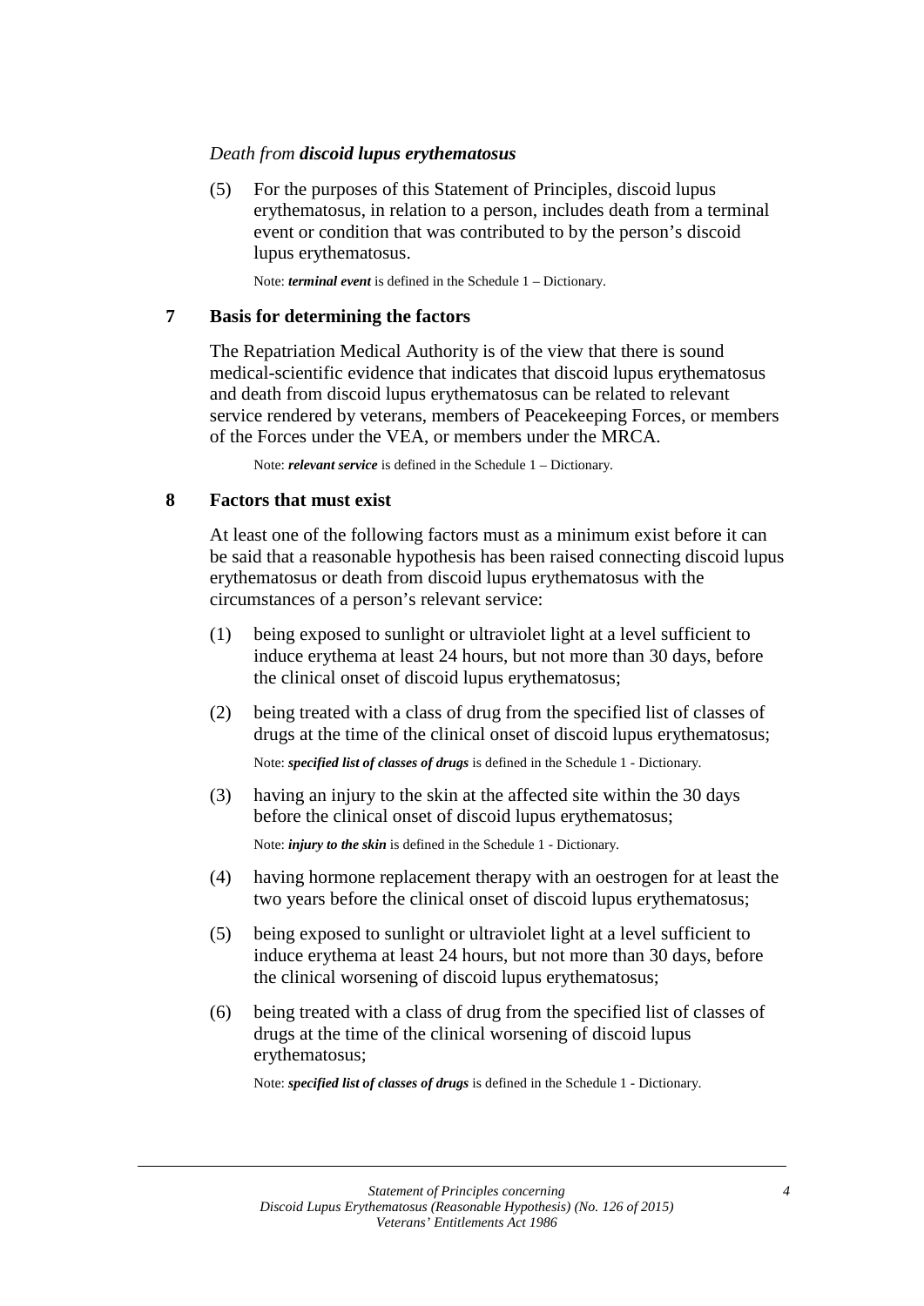*Death from* ***discoid lupus erythematosus***

(5) For the purposes of this Statement of Principles, discoid lupus erythematosus, in relation to a person, includes death from a terminal event or condition that was contributed to by the person's discoid lupus erythematosus.

Note: ***terminal event*** is defined in the Schedule 1 – Dictionary.

## 7 Basis for determining the factors

The Repatriation Medical Authority is of the view that there is sound medical-scientific evidence that indicates that discoid lupus erythematosus and death from discoid lupus erythematosus can be related to relevant service rendered by veterans, members of Peacekeeping Forces, or members of the Forces under the VEA, or members under the MRCA.

Note: ***relevant service*** is defined in the Schedule 1 – Dictionary.

## 8 Factors that must exist

At least one of the following factors must as a minimum exist before it can be said that a reasonable hypothesis has been raised connecting discoid lupus erythematosus or death from discoid lupus erythematosus with the circumstances of a person's relevant service:

(1) being exposed to sunlight or ultraviolet light at a level sufficient to induce erythema at least 24 hours, but not more than 30 days, before the clinical onset of discoid lupus erythematosus;

(2) being treated with a class of drug from the specified list of classes of drugs at the time of the clinical onset of discoid lupus erythematosus;

Note: ***specified list of classes of drugs*** is defined in the Schedule 1 - Dictionary.

(3) having an injury to the skin at the affected site within the 30 days before the clinical onset of discoid lupus erythematosus;

Note: ***injury to the skin*** is defined in the Schedule 1 - Dictionary.

(4) having hormone replacement therapy with an oestrogen for at least the two years before the clinical onset of discoid lupus erythematosus;

(5) being exposed to sunlight or ultraviolet light at a level sufficient to induce erythema at least 24 hours, but not more than 30 days, before the clinical worsening of discoid lupus erythematosus;

(6) being treated with a class of drug from the specified list of classes of drugs at the time of the clinical worsening of discoid lupus erythematosus;

Note: ***specified list of classes of drugs*** is defined in the Schedule 1 - Dictionary.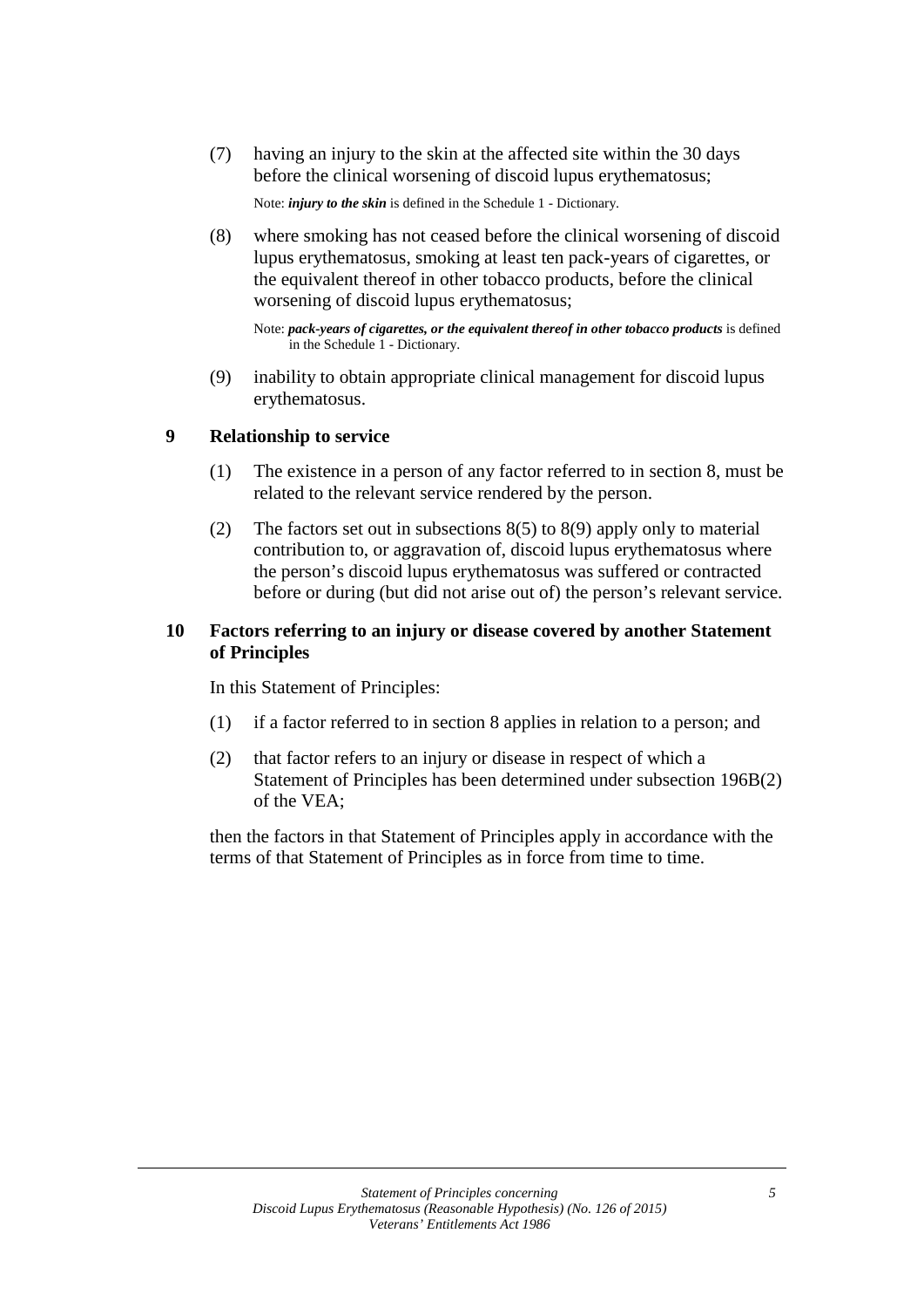(7) having an injury to the skin at the affected site within the 30 days before the clinical worsening of discoid lupus erythematosus;

Note: ***injury to the skin*** is defined in the Schedule 1 - Dictionary.

(8) where smoking has not ceased before the clinical worsening of discoid lupus erythematosus, smoking at least ten pack-years of cigarettes, or the equivalent thereof in other tobacco products, before the clinical worsening of discoid lupus erythematosus;

Note: ***pack-years of cigarettes, or the equivalent thereof in other tobacco products*** is defined in the Schedule 1 - Dictionary.

(9) inability to obtain appropriate clinical management for discoid lupus erythematosus.

## 9 Relationship to service

(1) The existence in a person of any factor referred to in section 8, must be related to the relevant service rendered by the person.

(2) The factors set out in subsections 8(5) to 8(9) apply only to material contribution to, or aggravation of, discoid lupus erythematosus where the person's discoid lupus erythematosus was suffered or contracted before or during (but did not arise out of) the person's relevant service.

## 10 Factors referring to an injury or disease covered by another Statement of Principles

In this Statement of Principles:

(1) if a factor referred to in section 8 applies in relation to a person; and

(2) that factor refers to an injury or disease in respect of which a Statement of Principles has been determined under subsection 196B(2) of the VEA;

then the factors in that Statement of Principles apply in accordance with the terms of that Statement of Principles as in force from time to time.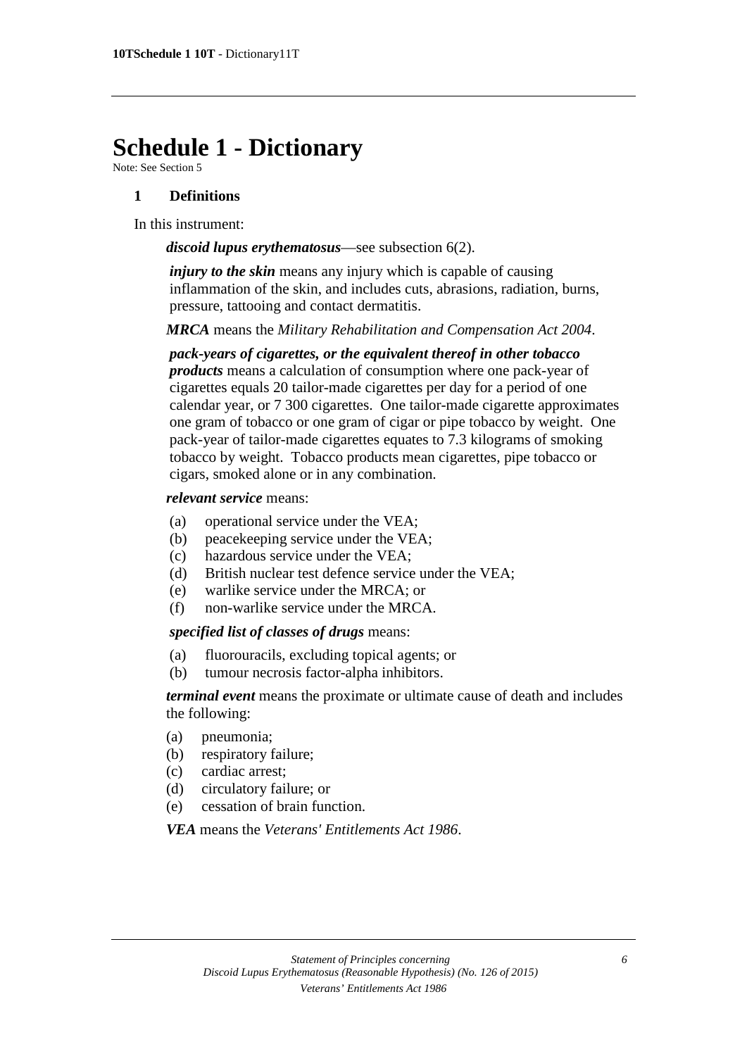# Schedule 1 - Dictionary

Note: See Section 5

### 1 Definitions

In this instrument:

***discoid lupus erythematosus***—see subsection 6(2).

***injury to the skin*** means any injury which is capable of causing inflammation of the skin, and includes cuts, abrasions, radiation, burns, pressure, tattooing and contact dermatitis.

***MRCA*** means the *Military Rehabilitation and Compensation Act 2004*.

***pack-years of cigarettes, or the equivalent thereof in other tobacco products*** means a calculation of consumption where one pack-year of cigarettes equals 20 tailor-made cigarettes per day for a period of one calendar year, or 7 300 cigarettes. One tailor-made cigarette approximates one gram of tobacco or one gram of cigar or pipe tobacco by weight. One pack-year of tailor-made cigarettes equates to 7.3 kilograms of smoking tobacco by weight. Tobacco products mean cigarettes, pipe tobacco or cigars, smoked alone or in any combination.

***relevant service*** means:

(a) operational service under the VEA;
(b) peacekeeping service under the VEA;
(c) hazardous service under the VEA;
(d) British nuclear test defence service under the VEA;
(e) warlike service under the MRCA; or
(f) non-warlike service under the MRCA.

***specified list of classes of drugs*** means:

(a) fluorouracils, excluding topical agents; or
(b) tumour necrosis factor-alpha inhibitors.

***terminal event*** means the proximate or ultimate cause of death and includes the following:

(a) pneumonia;
(b) respiratory failure;
(c) cardiac arrest;
(d) circulatory failure; or
(e) cessation of brain function.

***VEA*** means the *Veterans' Entitlements Act 1986*.